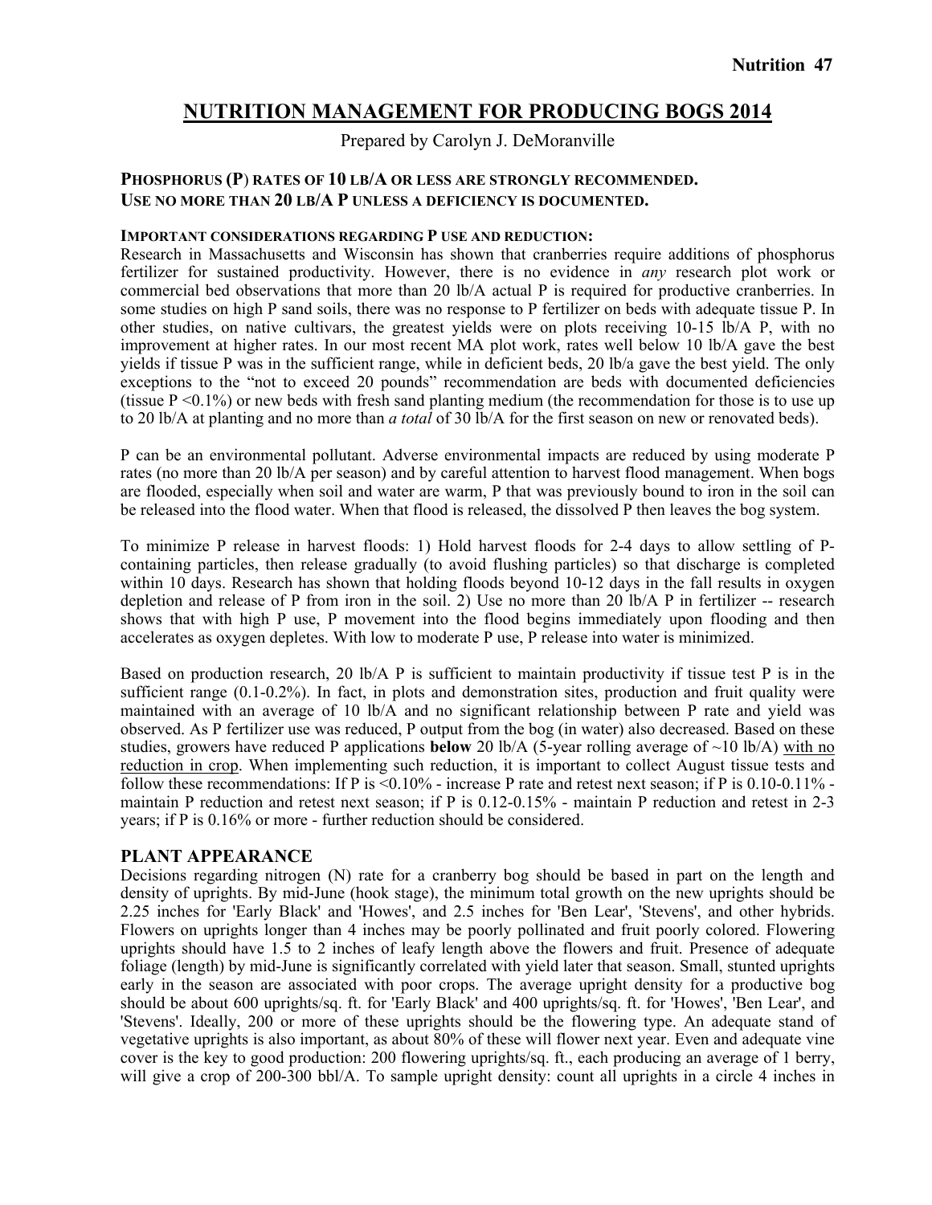# NUTRITION MANAGEMENT FOR PRODUCING BOGS 2014

Prepared by Carolyn J. DeMoranville

**PHOSPHORUS (P) RATES OF 10 LB/A OR LESS ARE STRONGLY RECOMMENDED.**
**USE NO MORE THAN 20 LB/A P UNLESS A DEFICIENCY IS DOCUMENTED.**

**IMPORTANT CONSIDERATIONS REGARDING P USE AND REDUCTION:**

Research in Massachusetts and Wisconsin has shown that cranberries require additions of phosphorus fertilizer for sustained productivity. However, there is no evidence in *any* research plot work or commercial bed observations that more than 20 lb/A actual P is required for productive cranberries. In some studies on high P sand soils, there was no response to P fertilizer on beds with adequate tissue P. In other studies, on native cultivars, the greatest yields were on plots receiving 10-15 lb/A P, with no improvement at higher rates. In our most recent MA plot work, rates well below 10 lb/A gave the best yields if tissue P was in the sufficient range, while in deficient beds, 20 lb/a gave the best yield. The only exceptions to the "not to exceed 20 pounds" recommendation are beds with documented deficiencies (tissue P <0.1%) or new beds with fresh sand planting medium (the recommendation for those is to use up to 20 lb/A at planting and no more than *a total* of 30 lb/A for the first season on new or renovated beds).

P can be an environmental pollutant. Adverse environmental impacts are reduced by using moderate P rates (no more than 20 lb/A per season) and by careful attention to harvest flood management. When bogs are flooded, especially when soil and water are warm, P that was previously bound to iron in the soil can be released into the flood water. When that flood is released, the dissolved P then leaves the bog system.

To minimize P release in harvest floods: 1) Hold harvest floods for 2-4 days to allow settling of P-containing particles, then release gradually (to avoid flushing particles) so that discharge is completed within 10 days. Research has shown that holding floods beyond 10-12 days in the fall results in oxygen depletion and release of P from iron in the soil. 2) Use no more than 20 lb/A P in fertilizer -- research shows that with high P use, P movement into the flood begins immediately upon flooding and then accelerates as oxygen depletes. With low to moderate P use, P release into water is minimized.

Based on production research, 20 lb/A P is sufficient to maintain productivity if tissue test P is in the sufficient range (0.1-0.2%). In fact, in plots and demonstration sites, production and fruit quality were maintained with an average of 10 lb/A and no significant relationship between P rate and yield was observed. As P fertilizer use was reduced, P output from the bog (in water) also decreased. Based on these studies, growers have reduced P applications **below** 20 lb/A (5-year rolling average of ~10 lb/A) <u>with no reduction in crop</u>. When implementing such reduction, it is important to collect August tissue tests and follow these recommendations: If P is <0.10% - increase P rate and retest next season; if P is 0.10-0.11% - maintain P reduction and retest next season; if P is 0.12-0.15% - maintain P reduction and retest in 2-3 years; if P is 0.16% or more - further reduction should be considered.

## PLANT APPEARANCE

Decisions regarding nitrogen (N) rate for a cranberry bog should be based in part on the length and density of uprights. By mid-June (hook stage), the minimum total growth on the new uprights should be 2.25 inches for 'Early Black' and 'Howes', and 2.5 inches for 'Ben Lear', 'Stevens', and other hybrids. Flowers on uprights longer than 4 inches may be poorly pollinated and fruit poorly colored. Flowering uprights should have 1.5 to 2 inches of leafy length above the flowers and fruit. Presence of adequate foliage (length) by mid-June is significantly correlated with yield later that season. Small, stunted uprights early in the season are associated with poor crops. The average upright density for a productive bog should be about 600 uprights/sq. ft. for 'Early Black' and 400 uprights/sq. ft. for 'Howes', 'Ben Lear', and 'Stevens'. Ideally, 200 or more of these uprights should be the flowering type. An adequate stand of vegetative uprights is also important, as about 80% of these will flower next year. Even and adequate vine cover is the key to good production: 200 flowering uprights/sq. ft., each producing an average of 1 berry, will give a crop of 200-300 bbl/A. To sample upright density: count all uprights in a circle 4 inches in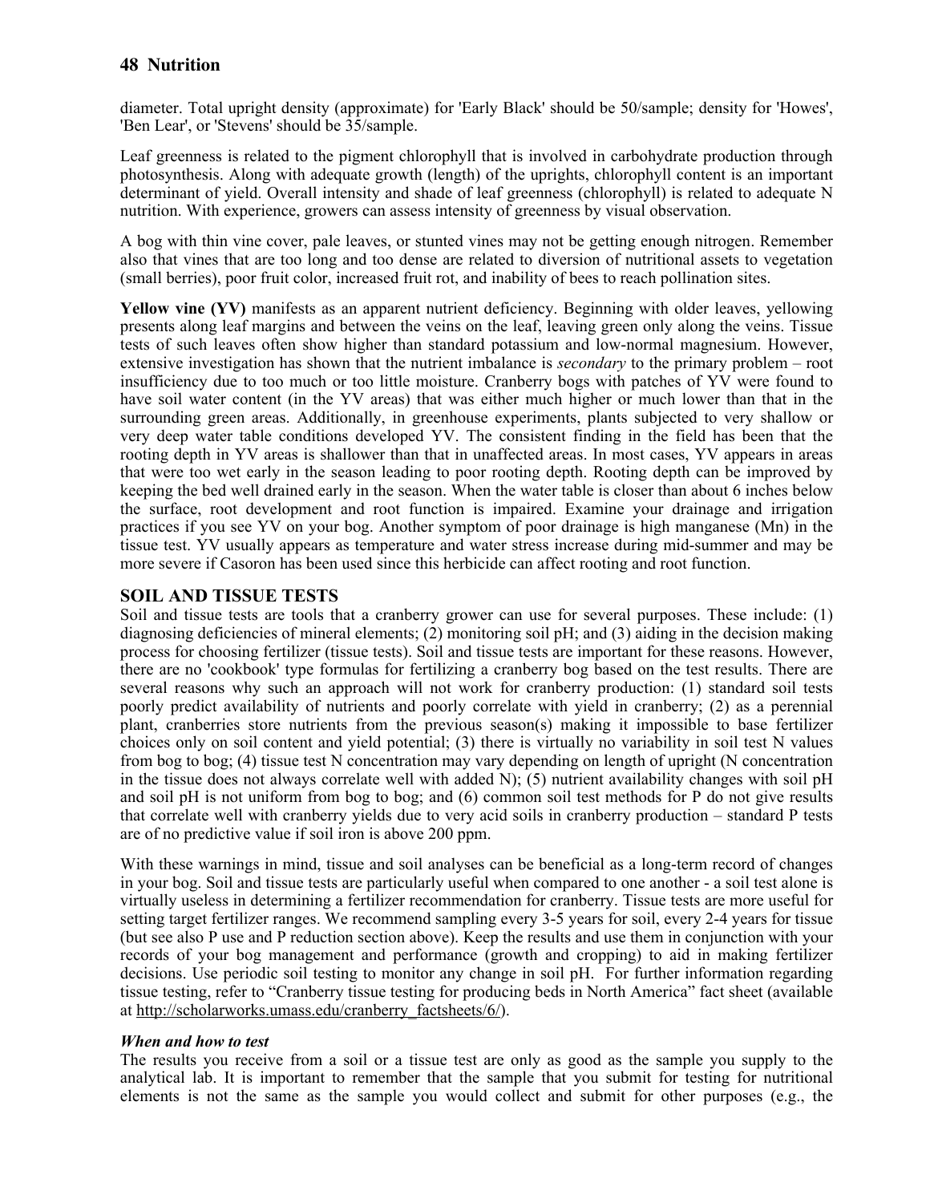diameter. Total upright density (approximate) for 'Early Black' should be 50/sample; density for 'Howes', 'Ben Lear', or 'Stevens' should be 35/sample.

Leaf greenness is related to the pigment chlorophyll that is involved in carbohydrate production through photosynthesis. Along with adequate growth (length) of the uprights, chlorophyll content is an important determinant of yield. Overall intensity and shade of leaf greenness (chlorophyll) is related to adequate N nutrition. With experience, growers can assess intensity of greenness by visual observation.

A bog with thin vine cover, pale leaves, or stunted vines may not be getting enough nitrogen. Remember also that vines that are too long and too dense are related to diversion of nutritional assets to vegetation (small berries), poor fruit color, increased fruit rot, and inability of bees to reach pollination sites.

**Yellow vine (YV)** manifests as an apparent nutrient deficiency. Beginning with older leaves, yellowing presents along leaf margins and between the veins on the leaf, leaving green only along the veins. Tissue tests of such leaves often show higher than standard potassium and low-normal magnesium. However, extensive investigation has shown that the nutrient imbalance is *secondary* to the primary problem – root insufficiency due to too much or too little moisture. Cranberry bogs with patches of YV were found to have soil water content (in the YV areas) that was either much higher or much lower than that in the surrounding green areas. Additionally, in greenhouse experiments, plants subjected to very shallow or very deep water table conditions developed YV. The consistent finding in the field has been that the rooting depth in YV areas is shallower than that in unaffected areas. In most cases, YV appears in areas that were too wet early in the season leading to poor rooting depth. Rooting depth can be improved by keeping the bed well drained early in the season. When the water table is closer than about 6 inches below the surface, root development and root function is impaired. Examine your drainage and irrigation practices if you see YV on your bog. Another symptom of poor drainage is high manganese (Mn) in the tissue test. YV usually appears as temperature and water stress increase during mid-summer and may be more severe if Casoron has been used since this herbicide can affect rooting and root function.

## SOIL AND TISSUE TESTS

Soil and tissue tests are tools that a cranberry grower can use for several purposes. These include: (1) diagnosing deficiencies of mineral elements; (2) monitoring soil pH; and (3) aiding in the decision making process for choosing fertilizer (tissue tests). Soil and tissue tests are important for these reasons. However, there are no 'cookbook' type formulas for fertilizing a cranberry bog based on the test results. There are several reasons why such an approach will not work for cranberry production: (1) standard soil tests poorly predict availability of nutrients and poorly correlate with yield in cranberry; (2) as a perennial plant, cranberries store nutrients from the previous season(s) making it impossible to base fertilizer choices only on soil content and yield potential; (3) there is virtually no variability in soil test N values from bog to bog; (4) tissue test N concentration may vary depending on length of upright (N concentration in the tissue does not always correlate well with added N); (5) nutrient availability changes with soil pH and soil pH is not uniform from bog to bog; and (6) common soil test methods for P do not give results that correlate well with cranberry yields due to very acid soils in cranberry production – standard P tests are of no predictive value if soil iron is above 200 ppm.

With these warnings in mind, tissue and soil analyses can be beneficial as a long-term record of changes in your bog. Soil and tissue tests are particularly useful when compared to one another - a soil test alone is virtually useless in determining a fertilizer recommendation for cranberry. Tissue tests are more useful for setting target fertilizer ranges. We recommend sampling every 3-5 years for soil, every 2-4 years for tissue (but see also P use and P reduction section above). Keep the results and use them in conjunction with your records of your bog management and performance (growth and cropping) to aid in making fertilizer decisions. Use periodic soil testing to monitor any change in soil pH. For further information regarding tissue testing, refer to "Cranberry tissue testing for producing beds in North America" fact sheet (available at http://scholarworks.umass.edu/cranberry_factsheets/6/).

### *When and how to test*

The results you receive from a soil or a tissue test are only as good as the sample you supply to the analytical lab. It is important to remember that the sample that you submit for testing for nutritional elements is not the same as the sample you would collect and submit for other purposes (e.g., the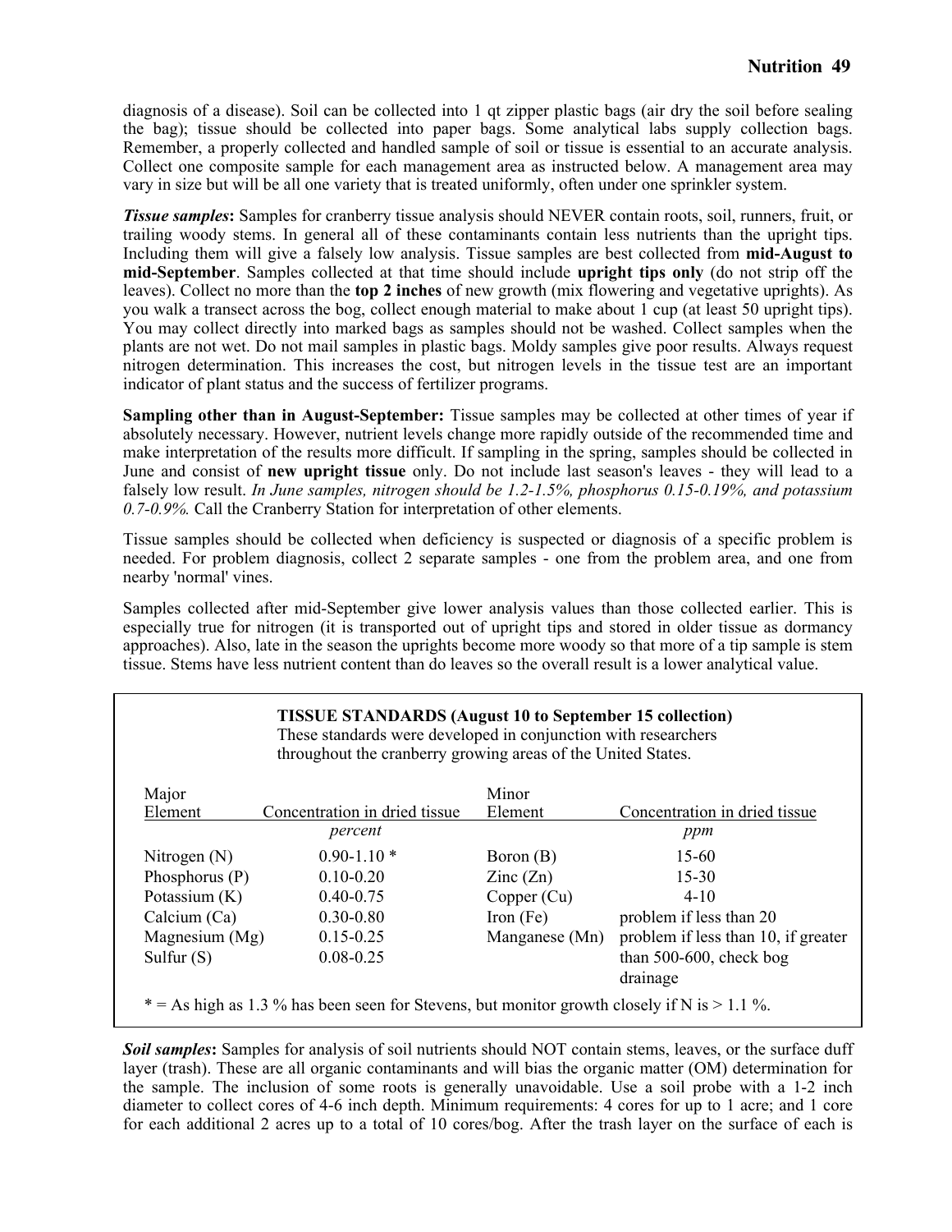diagnosis of a disease). Soil can be collected into 1 qt zipper plastic bags (air dry the soil before sealing the bag); tissue should be collected into paper bags. Some analytical labs supply collection bags. Remember, a properly collected and handled sample of soil or tissue is essential to an accurate analysis. Collect one composite sample for each management area as instructed below. A management area may vary in size but will be all one variety that is treated uniformly, often under one sprinkler system.

***Tissue samples*****:** Samples for cranberry tissue analysis should NEVER contain roots, soil, runners, fruit, or trailing woody stems. In general all of these contaminants contain less nutrients than the upright tips. Including them will give a falsely low analysis. Tissue samples are best collected from **mid-August to mid-September**. Samples collected at that time should include **upright tips only** (do not strip off the leaves). Collect no more than the **top 2 inches** of new growth (mix flowering and vegetative uprights). As you walk a transect across the bog, collect enough material to make about 1 cup (at least 50 upright tips). You may collect directly into marked bags as samples should not be washed. Collect samples when the plants are not wet. Do not mail samples in plastic bags. Moldy samples give poor results. Always request nitrogen determination. This increases the cost, but nitrogen levels in the tissue test are an important indicator of plant status and the success of fertilizer programs.

**Sampling other than in August-September:** Tissue samples may be collected at other times of year if absolutely necessary. However, nutrient levels change more rapidly outside of the recommended time and make interpretation of the results more difficult. If sampling in the spring, samples should be collected in June and consist of **new upright tissue** only. Do not include last season's leaves - they will lead to a falsely low result. *In June samples, nitrogen should be 1.2-1.5%, phosphorus 0.15-0.19%, and potassium 0.7-0.9%.* Call the Cranberry Station for interpretation of other elements.

Tissue samples should be collected when deficiency is suspected or diagnosis of a specific problem is needed. For problem diagnosis, collect 2 separate samples - one from the problem area, and one from nearby 'normal' vines.

Samples collected after mid-September give lower analysis values than those collected earlier. This is especially true for nitrogen (it is transported out of upright tips and stored in older tissue as dormancy approaches). Also, late in the season the uprights become more woody so that more of a tip sample is stem tissue. Stems have less nutrient content than do leaves so the overall result is a lower analytical value.

**TISSUE STANDARDS (August 10 to September 15 collection)**
These standards were developed in conjunction with researchers throughout the cranberry growing areas of the United States.

| Major Element | Concentration in dried tissue *percent* | Minor Element | Concentration in dried tissue *ppm* |
|---|---|---|---|
| Nitrogen (N) | 0.90-1.10 * | Boron (B) | 15-60 |
| Phosphorus (P) | 0.10-0.20 | Zinc (Zn) | 15-30 |
| Potassium (K) | 0.40-0.75 | Copper (Cu) | 4-10 |
| Calcium (Ca) | 0.30-0.80 | Iron (Fe) | problem if less than 20 |
| Magnesium (Mg) | 0.15-0.25 | Manganese (Mn) | problem if less than 10, if greater than 500-600, check bog drainage |
| Sulfur (S) | 0.08-0.25 | | |

* = As high as 1.3 % has been seen for Stevens, but monitor growth closely if N is > 1.1 %.

***Soil samples*****:** Samples for analysis of soil nutrients should NOT contain stems, leaves, or the surface duff layer (trash). These are all organic contaminants and will bias the organic matter (OM) determination for the sample. The inclusion of some roots is generally unavoidable. Use a soil probe with a 1-2 inch diameter to collect cores of 4-6 inch depth. Minimum requirements: 4 cores for up to 1 acre; and 1 core for each additional 2 acres up to a total of 10 cores/bog. After the trash layer on the surface of each is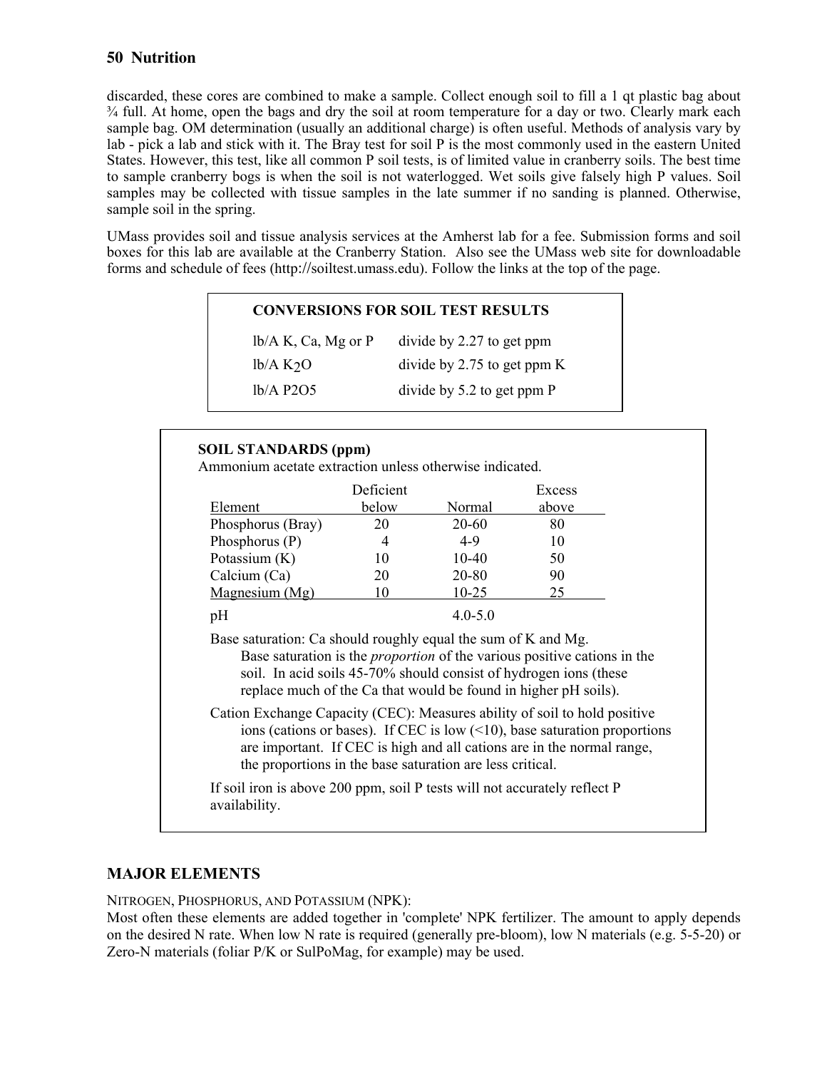discarded, these cores are combined to make a sample. Collect enough soil to fill a 1 qt plastic bag about ¾ full. At home, open the bags and dry the soil at room temperature for a day or two. Clearly mark each sample bag. OM determination (usually an additional charge) is often useful. Methods of analysis vary by lab - pick a lab and stick with it. The Bray test for soil P is the most commonly used in the eastern United States. However, this test, like all common P soil tests, is of limited value in cranberry soils. The best time to sample cranberry bogs is when the soil is not waterlogged. Wet soils give falsely high P values. Soil samples may be collected with tissue samples in the late summer if no sanding is planned. Otherwise, sample soil in the spring.

UMass provides soil and tissue analysis services at the Amherst lab for a fee. Submission forms and soil boxes for this lab are available at the Cranberry Station. Also see the UMass web site for downloadable forms and schedule of fees (http://soiltest.umass.edu). Follow the links at the top of the page.

**CONVERSIONS FOR SOIL TEST RESULTS**

| | |
|---|---|
| lb/A K, Ca, Mg or P | divide by 2.27 to get ppm |
| lb/A $K_2O$ | divide by 2.75 to get ppm K |
| lb/A $P_2O_5$ | divide by 5.2 to get ppm P |

**SOIL STANDARDS (ppm)**

Ammonium acetate extraction unless otherwise indicated.

| Element | Deficient below | Normal | Excess above |
|---|---|---|---|
| Phosphorus (Bray) | 20 | 20-60 | 80 |
| Phosphorus (P) | 4 | 4-9 | 10 |
| Potassium (K) | 10 | 10-40 | 50 |
| Calcium (Ca) | 20 | 20-80 | 90 |
| Magnesium (Mg) | 10 | 10-25 | 25 |
| pH | | 4.0-5.0 | |

Base saturation: Ca should roughly equal the sum of K and Mg.
Base saturation is the *proportion* of the various positive cations in the soil. In acid soils 45-70% should consist of hydrogen ions (these replace much of the Ca that would be found in higher pH soils).

Cation Exchange Capacity (CEC): Measures ability of soil to hold positive ions (cations or bases). If CEC is low (<10), base saturation proportions are important. If CEC is high and all cations are in the normal range, the proportions in the base saturation are less critical.

If soil iron is above 200 ppm, soil P tests will not accurately reflect P availability.

## MAJOR ELEMENTS

NITROGEN, PHOSPHORUS, AND POTASSIUM (NPK):

Most often these elements are added together in 'complete' NPK fertilizer. The amount to apply depends on the desired N rate. When low N rate is required (generally pre-bloom), low N materials (e.g. 5-5-20) or Zero-N materials (foliar P/K or SulPoMag, for example) may be used.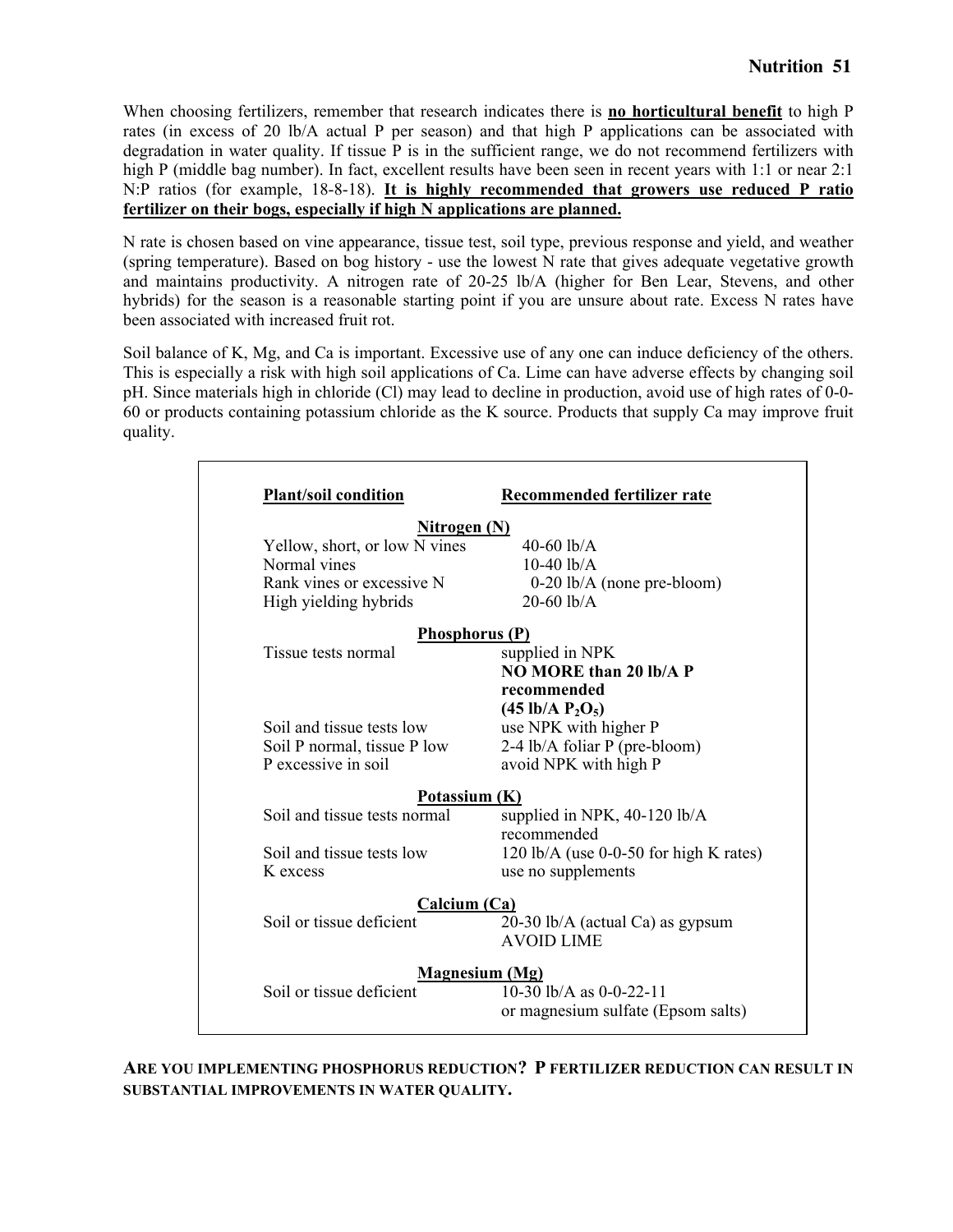When choosing fertilizers, remember that research indicates there is **no horticultural benefit** to high P rates (in excess of 20 lb/A actual P per season) and that high P applications can be associated with degradation in water quality. If tissue P is in the sufficient range, we do not recommend fertilizers with high P (middle bag number). In fact, excellent results have been seen in recent years with 1:1 or near 2:1 N:P ratios (for example, 18-8-18). **It is highly recommended that growers use reduced P ratio fertilizer on their bogs, especially if high N applications are planned.**

N rate is chosen based on vine appearance, tissue test, soil type, previous response and yield, and weather (spring temperature). Based on bog history - use the lowest N rate that gives adequate vegetative growth and maintains productivity. A nitrogen rate of 20-25 lb/A (higher for Ben Lear, Stevens, and other hybrids) for the season is a reasonable starting point if you are unsure about rate. Excess N rates have been associated with increased fruit rot.

Soil balance of K, Mg, and Ca is important. Excessive use of any one can induce deficiency of the others. This is especially a risk with high soil applications of Ca. Lime can have adverse effects by changing soil pH. Since materials high in chloride (Cl) may lead to decline in production, avoid use of high rates of 0-0-60 or products containing potassium chloride as the K source. Products that supply Ca may improve fruit quality.

| Plant/soil condition | Recommended fertilizer rate |
|---|---|
| **Nitrogen (N)** | |
| Yellow, short, or low N vines | 40-60 lb/A |
| Normal vines | 10-40 lb/A |
| Rank vines or excessive N | 0-20 lb/A (none pre-bloom) |
| High yielding hybrids | 20-60 lb/A |
| **Phosphorus (P)** | |
| Tissue tests normal | supplied in NPK **NO MORE than 20 lb/A P recommended (45 lb/A $P_2O_5$)** |
| Soil and tissue tests low | use NPK with higher P |
| Soil P normal, tissue P low | 2-4 lb/A foliar P (pre-bloom) |
| P excessive in soil | avoid NPK with high P |
| **Potassium (K)** | |
| Soil and tissue tests normal | supplied in NPK, 40-120 lb/A recommended |
| Soil and tissue tests low | 120 lb/A (use 0-0-50 for high K rates) |
| K excess | use no supplements |
| **Calcium (Ca)** | |
| Soil or tissue deficient | 20-30 lb/A (actual Ca) as gypsum AVOID LIME |
| **Magnesium (Mg)** | |
| Soil or tissue deficient | 10-30 lb/A as 0-0-22-11 or magnesium sulfate (Epsom salts) |

**ARE YOU IMPLEMENTING PHOSPHORUS REDUCTION? P FERTILIZER REDUCTION CAN RESULT IN SUBSTANTIAL IMPROVEMENTS IN WATER QUALITY.**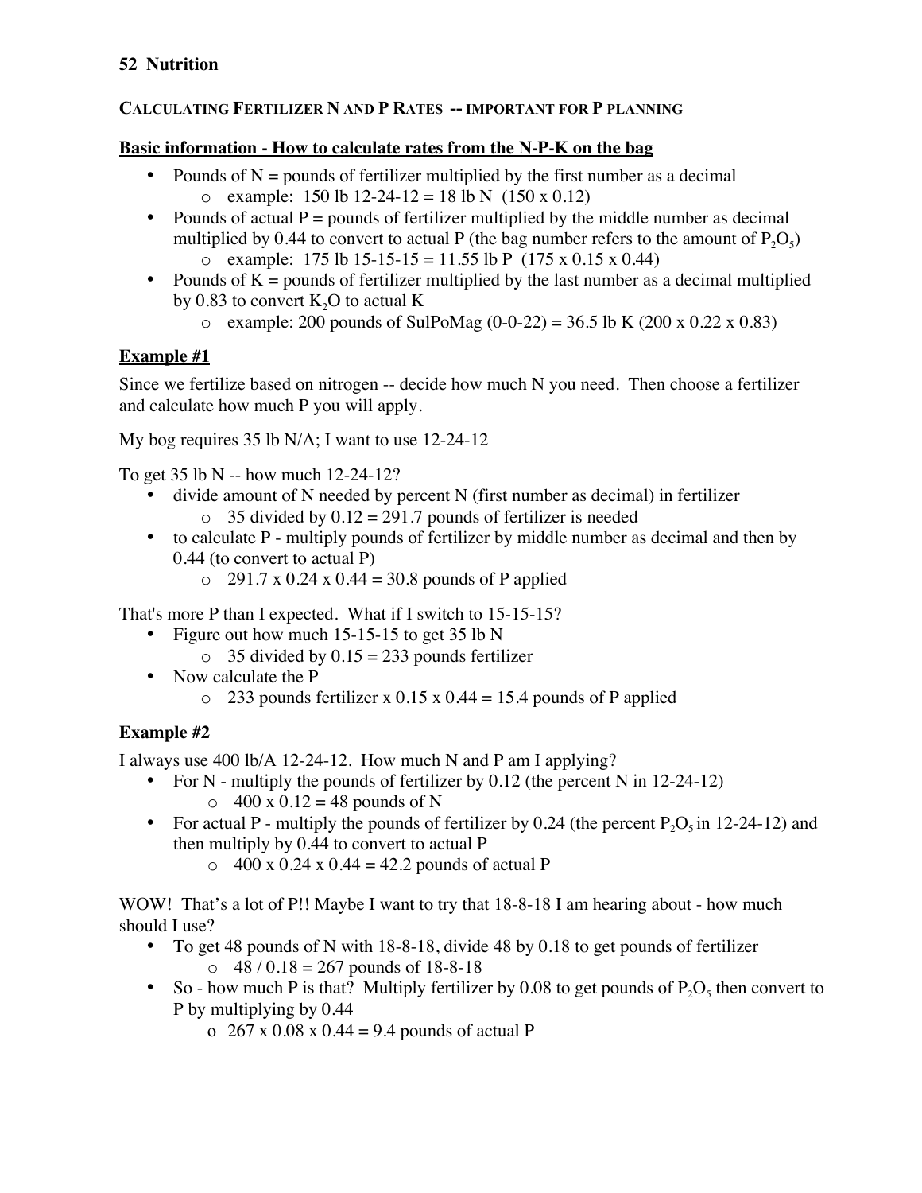## Calculating Fertilizer N and P Rates -- important for P planning

**Basic information - How to calculate rates from the N-P-K on the bag**

- Pounds of N = pounds of fertilizer multiplied by the first number as a decimal
  - example: 150 lb 12-24-12 = 18 lb N (150 x 0.12)
- Pounds of actual P = pounds of fertilizer multiplied by the middle number as decimal multiplied by 0.44 to convert to actual P (the bag number refers to the amount of $P_2O_5$)
  - example: 175 lb 15-15-15 = 11.55 lb P (175 x 0.15 x 0.44)
- Pounds of K = pounds of fertilizer multiplied by the last number as a decimal multiplied by 0.83 to convert $K_2O$ to actual K
  - example: 200 pounds of SulPoMag (0-0-22) = 36.5 lb K (200 x 0.22 x 0.83)

**Example #1**

Since we fertilize based on nitrogen -- decide how much N you need. Then choose a fertilizer and calculate how much P you will apply.

My bog requires 35 lb N/A; I want to use 12-24-12

To get 35 lb N -- how much 12-24-12?

- divide amount of N needed by percent N (first number as decimal) in fertilizer
  - 35 divided by 0.12 = 291.7 pounds of fertilizer is needed
- to calculate P - multiply pounds of fertilizer by middle number as decimal and then by 0.44 (to convert to actual P)
  - 291.7 x 0.24 x 0.44 = 30.8 pounds of P applied

That's more P than I expected. What if I switch to 15-15-15?

- Figure out how much 15-15-15 to get 35 lb N
  - 35 divided by 0.15 = 233 pounds fertilizer
- Now calculate the P
  - 233 pounds fertilizer x 0.15 x 0.44 = 15.4 pounds of P applied

**Example #2**

I always use 400 lb/A 12-24-12. How much N and P am I applying?

- For N - multiply the pounds of fertilizer by 0.12 (the percent N in 12-24-12)
  - 400 x 0.12 = 48 pounds of N
- For actual P - multiply the pounds of fertilizer by 0.24 (the percent $P_2O_5$ in 12-24-12) and then multiply by 0.44 to convert to actual P
  - 400 x 0.24 x 0.44 = 42.2 pounds of actual P

WOW! That's a lot of P!! Maybe I want to try that 18-8-18 I am hearing about - how much should I use?

- To get 48 pounds of N with 18-8-18, divide 48 by 0.18 to get pounds of fertilizer
  - 48 / 0.18 = 267 pounds of 18-8-18
- So - how much P is that? Multiply fertilizer by 0.08 to get pounds of $P_2O_5$ then convert to P by multiplying by 0.44
  - 267 x 0.08 x 0.44 = 9.4 pounds of actual P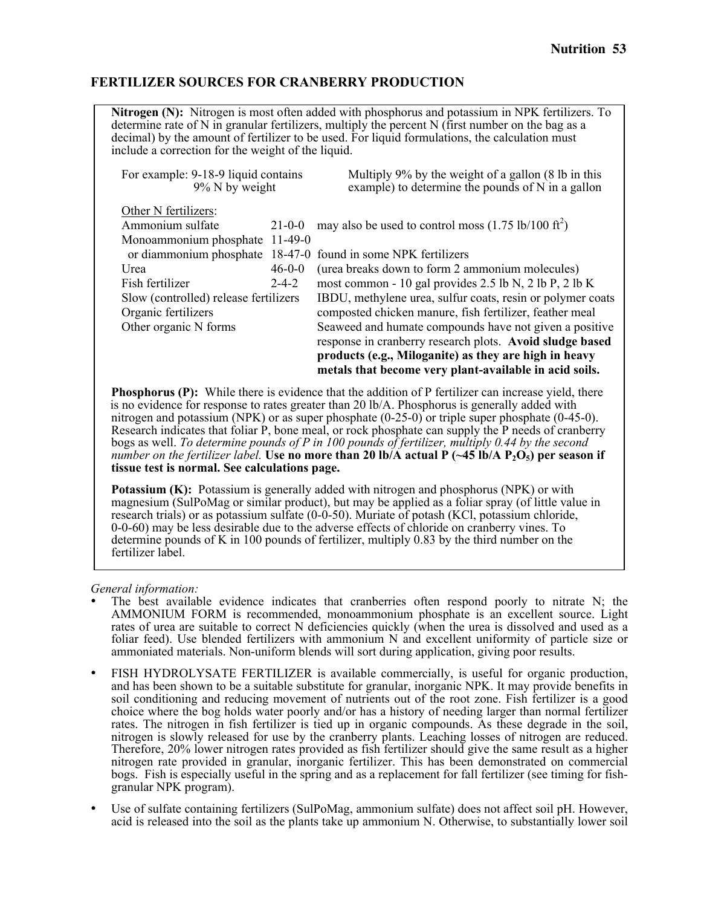## FERTILIZER SOURCES FOR CRANBERRY PRODUCTION

**Nitrogen (N):** Nitrogen is most often added with phosphorus and potassium in NPK fertilizers. To determine rate of N in granular fertilizers, multiply the percent N (first number on the bag as a decimal) by the amount of fertilizer to be used. For liquid formulations, the calculation must include a correction for the weight of the liquid.

| For example: 9-18-9 liquid contains 9% N by weight | Multiply 9% by the weight of a gallon (8 lb in this example) to determine the pounds of N in a gallon |
|---|---|

Other N fertilizers:

| Fertilizer | Analysis | Notes |
|---|---|---|
| Ammonium sulfate | 21-0-0 | may also be used to control moss (1.75 lb/100 $ft^2$) |
| Monoammonium phosphate | 11-49-0 | |
| or diammonium phosphate | 18-47-0 | found in some NPK fertilizers |
| Urea | 46-0-0 | (urea breaks down to form 2 ammonium molecules) |
| Fish fertilizer | 2-4-2 | most common - 10 gal provides 2.5 lb N, 2 lb P, 2 lb K |
| Slow (controlled) release fertilizers | | IBDU, methylene urea, sulfur coats, resin or polymer coats |
| Organic fertilizers | | composted chicken manure, fish fertilizer, feather meal |
| Other organic N forms | | Seaweed and humate compounds have not given a positive response in cranberry research plots. **Avoid sludge based products (e.g., Miloganite) as they are high in heavy metals that become very plant-available in acid soils.** |

**Phosphorus (P):** While there is evidence that the addition of P fertilizer can increase yield, there is no evidence for response to rates greater than 20 lb/A. Phosphorus is generally added with nitrogen and potassium (NPK) or as super phosphate (0-25-0) or triple super phosphate (0-45-0). Research indicates that foliar P, bone meal, or rock phosphate can supply the P needs of cranberry bogs as well. *To determine pounds of P in 100 pounds of fertilizer, multiply 0.44 by the second number on the fertilizer label.* **Use no more than 20 lb/A actual P (~45 lb/A $P_2O_5$) per season if tissue test is normal. See calculations page.**

**Potassium (K):** Potassium is generally added with nitrogen and phosphorus (NPK) or with magnesium (SulPoMag or similar product), but may be applied as a foliar spray (of little value in research trials) or as potassium sulfate (0-0-50). Muriate of potash (KCl, potassium chloride, 0-0-60) may be less desirable due to the adverse effects of chloride on cranberry vines. To determine pounds of K in 100 pounds of fertilizer, multiply 0.83 by the third number on the fertilizer label.

*General information:*

- The best available evidence indicates that cranberries often respond poorly to nitrate N; the AMMONIUM FORM is recommended, monoammonium phosphate is an excellent source. Light rates of urea are suitable to correct N deficiencies quickly (when the urea is dissolved and used as a foliar feed). Use blended fertilizers with ammonium N and excellent uniformity of particle size or ammoniated materials. Non-uniform blends will sort during application, giving poor results.
- FISH HYDROLYSATE FERTILIZER is available commercially, is useful for organic production, and has been shown to be a suitable substitute for granular, inorganic NPK. It may provide benefits in soil conditioning and reducing movement of nutrients out of the root zone. Fish fertilizer is a good choice where the bog holds water poorly and/or has a history of needing larger than normal fertilizer rates. The nitrogen in fish fertilizer is tied up in organic compounds. As these degrade in the soil, nitrogen is slowly released for use by the cranberry plants. Leaching losses of nitrogen are reduced. Therefore, 20% lower nitrogen rates provided as fish fertilizer should give the same result as a higher nitrogen rate provided in granular, inorganic fertilizer. This has been demonstrated on commercial bogs. Fish is especially useful in the spring and as a replacement for fall fertilizer (see timing for fish-granular NPK program).
- Use of sulfate containing fertilizers (SulPoMag, ammonium sulfate) does not affect soil pH. However, acid is released into the soil as the plants take up ammonium N. Otherwise, to substantially lower soil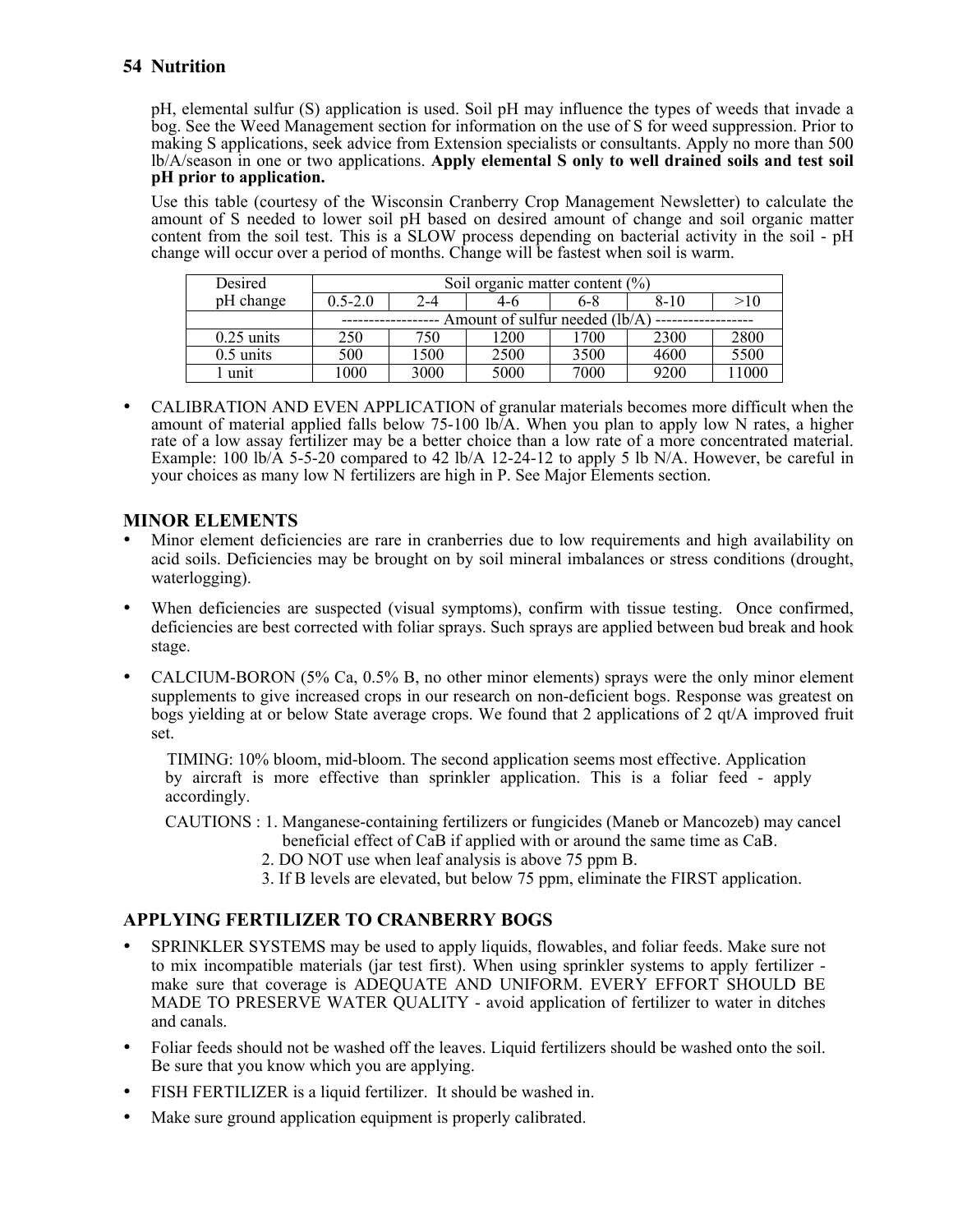pH, elemental sulfur (S) application is used. Soil pH may influence the types of weeds that invade a bog. See the Weed Management section for information on the use of S for weed suppression. Prior to making S applications, seek advice from Extension specialists or consultants. Apply no more than 500 lb/A/season in one or two applications. **Apply elemental S only to well drained soils and test soil pH prior to application.**

Use this table (courtesy of the Wisconsin Cranberry Crop Management Newsletter) to calculate the amount of S needed to lower soil pH based on desired amount of change and soil organic matter content from the soil test. This is a SLOW process depending on bacterial activity in the soil - pH change will occur over a period of months. Change will be fastest when soil is warm.

| Desired pH change | Soil organic matter content (%) | | | | | |
|---|---|---|---|---|---|---|
| | 0.5-2.0 | 2-4 | 4-6 | 6-8 | 8-10 | >10 |
| | ------------------ Amount of sulfur needed (lb/A) ------------------ | | | | | |
| 0.25 units | 250 | 750 | 1200 | 1700 | 2300 | 2800 |
| 0.5 units | 500 | 1500 | 2500 | 3500 | 4600 | 5500 |
| 1 unit | 1000 | 3000 | 5000 | 7000 | 9200 | 11000 |

- CALIBRATION AND EVEN APPLICATION of granular materials becomes more difficult when the amount of material applied falls below 75-100 lb/A. When you plan to apply low N rates, a higher rate of a low assay fertilizer may be a better choice than a low rate of a more concentrated material. Example: 100 lb/A 5-5-20 compared to 42 lb/A 12-24-12 to apply 5 lb N/A. However, be careful in your choices as many low N fertilizers are high in P. See Major Elements section.

## MINOR ELEMENTS

- Minor element deficiencies are rare in cranberries due to low requirements and high availability on acid soils. Deficiencies may be brought on by soil mineral imbalances or stress conditions (drought, waterlogging).
- When deficiencies are suspected (visual symptoms), confirm with tissue testing. Once confirmed, deficiencies are best corrected with foliar sprays. Such sprays are applied between bud break and hook stage.
- CALCIUM-BORON (5% Ca, 0.5% B, no other minor elements) sprays were the only minor element supplements to give increased crops in our research on non-deficient bogs. Response was greatest on bogs yielding at or below State average crops. We found that 2 applications of 2 qt/A improved fruit set.

  TIMING: 10% bloom, mid-bloom. The second application seems most effective. Application by aircraft is more effective than sprinkler application. This is a foliar feed - apply accordingly.

  CAUTIONS : 1. Manganese-containing fertilizers or fungicides (Maneb or Mancozeb) may cancel beneficial effect of CaB if applied with or around the same time as CaB.
  2. DO NOT use when leaf analysis is above 75 ppm B.
  3. If B levels are elevated, but below 75 ppm, eliminate the FIRST application.

## APPLYING FERTILIZER TO CRANBERRY BOGS

- SPRINKLER SYSTEMS may be used to apply liquids, flowables, and foliar feeds. Make sure not to mix incompatible materials (jar test first). When using sprinkler systems to apply fertilizer - make sure that coverage is ADEQUATE AND UNIFORM. EVERY EFFORT SHOULD BE MADE TO PRESERVE WATER QUALITY - avoid application of fertilizer to water in ditches and canals.
- Foliar feeds should not be washed off the leaves. Liquid fertilizers should be washed onto the soil. Be sure that you know which you are applying.
- FISH FERTILIZER is a liquid fertilizer. It should be washed in.
- Make sure ground application equipment is properly calibrated.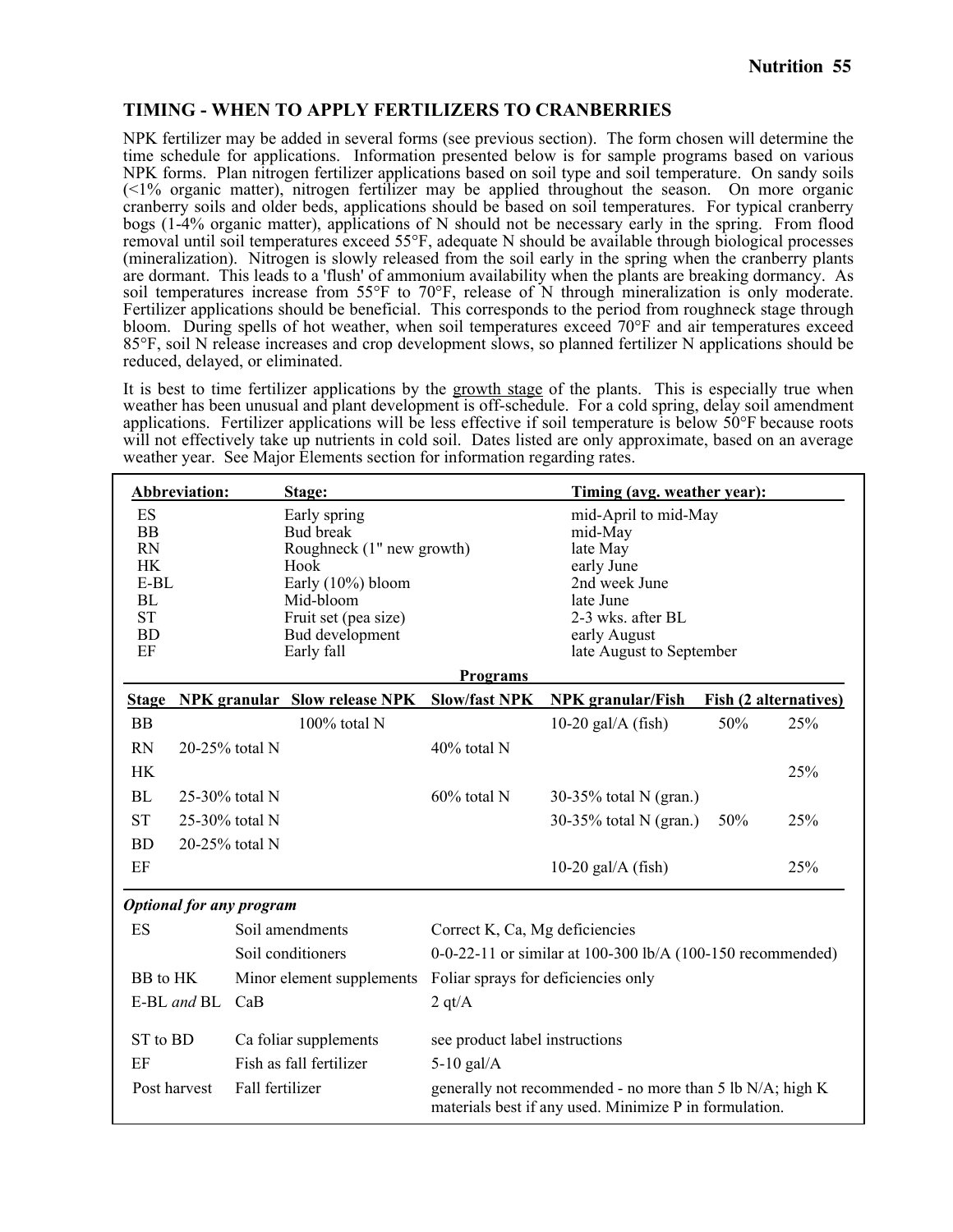## TIMING - WHEN TO APPLY FERTILIZERS TO CRANBERRIES

NPK fertilizer may be added in several forms (see previous section). The form chosen will determine the time schedule for applications. Information presented below is for sample programs based on various NPK forms. Plan nitrogen fertilizer applications based on soil type and soil temperature. On sandy soils (<1% organic matter), nitrogen fertilizer may be applied throughout the season. On more organic cranberry soils and older beds, applications should be based on soil temperatures. For typical cranberry bogs (1-4% organic matter), applications of N should not be necessary early in the spring. From flood removal until soil temperatures exceed 55°F, adequate N should be available through biological processes (mineralization). Nitrogen is slowly released from the soil early in the spring when the cranberry plants are dormant. This leads to a 'flush' of ammonium availability when the plants are breaking dormancy. As soil temperatures increase from 55°F to 70°F, release of N through mineralization is only moderate. Fertilizer applications should be beneficial. This corresponds to the period from roughneck stage through bloom. During spells of hot weather, when soil temperatures exceed 70°F and air temperatures exceed 85°F, soil N release increases and crop development slows, so planned fertilizer N applications should be reduced, delayed, or eliminated.

It is best to time fertilizer applications by the growth stage of the plants. This is especially true when weather has been unusual and plant development is off-schedule. For a cold spring, delay soil amendment applications. Fertilizer applications will be less effective if soil temperature is below 50°F because roots will not effectively take up nutrients in cold soil. Dates listed are only approximate, based on an average weather year. See Major Elements section for information regarding rates.

| Abbreviation: | Stage: | Timing (avg. weather year): |
|---|---|---|
| ES | Early spring | mid-April to mid-May |
| BB | Bud break | mid-May |
| RN | Roughneck (1" new growth) | late May |
| HK | Hook | early June |
| E-BL | Early (10%) bloom | 2nd week June |
| BL | Mid-bloom | late June |
| ST | Fruit set (pea size) | 2-3 wks. after BL |
| BD | Bud development | early August |
| EF | Early fall | late August to September |

**Programs**

| Stage | NPK granular | Slow release NPK | Slow/fast NPK | NPK granular/Fish | Fish (2 alternatives) | |
|---|---|---|---|---|---|---|
| BB | | 100% total N | | 10-20 gal/A (fish) | 50% | 25% |
| RN | 20-25% total N | | 40% total N | | | |
| HK | | | | | | 25% |
| BL | 25-30% total N | | 60% total N | 30-35% total N (gran.) | | |
| ST | 25-30% total N | | | 30-35% total N (gran.) | 50% | 25% |
| BD | 20-25% total N | | | | | |
| EF | | | | 10-20 gal/A (fish) | | 25% |

***Optional for any program***

| | | |
|---|---|---|
| ES | Soil amendments | Correct K, Ca, Mg deficiencies |
| | Soil conditioners | 0-0-22-11 or similar at 100-300 lb/A (100-150 recommended) |
| BB to HK | Minor element supplements | Foliar sprays for deficiencies only |
| E-BL *and* BL | CaB | 2 qt/A |
| ST to BD | Ca foliar supplements | see product label instructions |
| EF | Fish as fall fertilizer | 5-10 gal/A |
| Post harvest | Fall fertilizer | generally not recommended - no more than 5 lb N/A; high K materials best if any used. Minimize P in formulation. |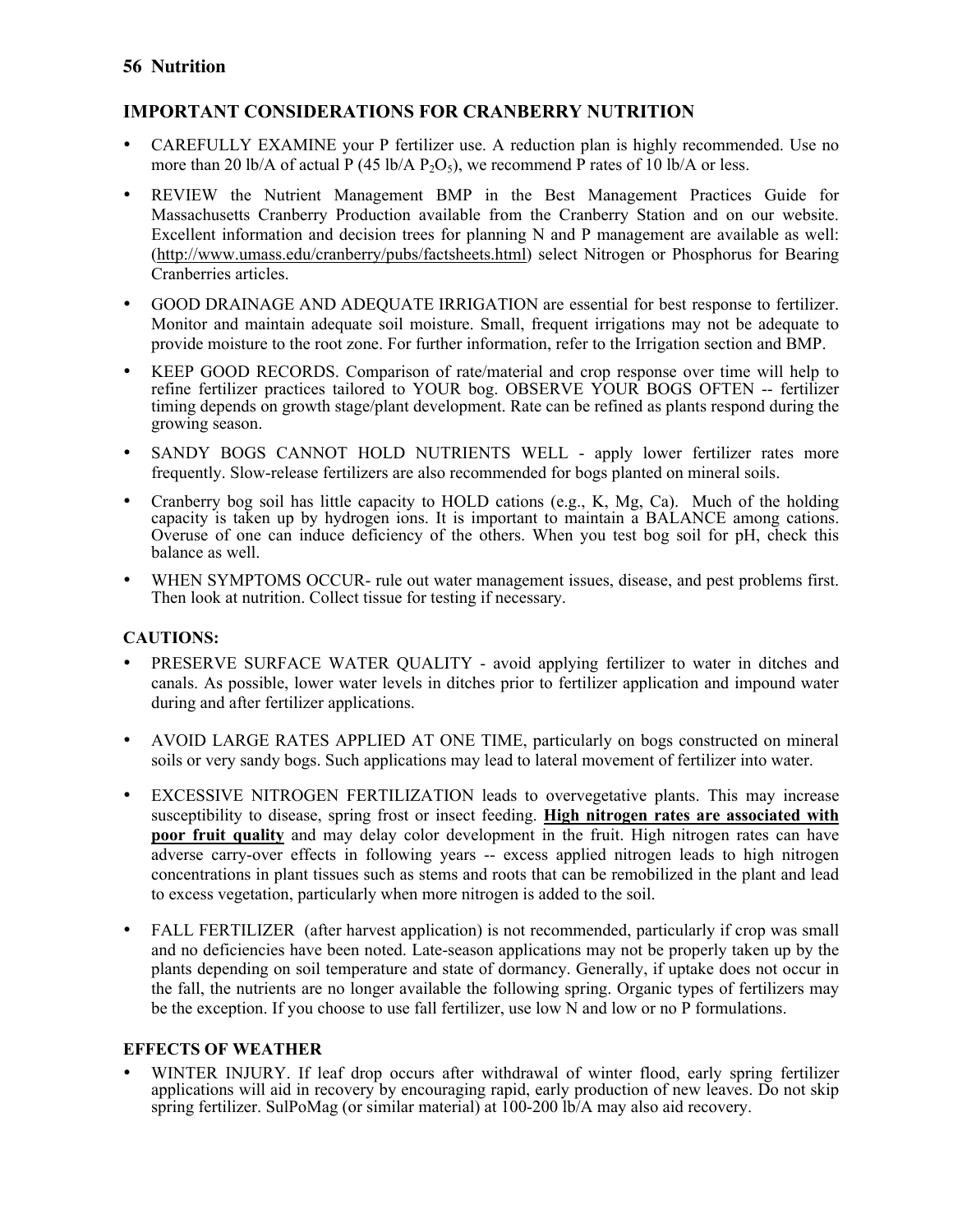## IMPORTANT CONSIDERATIONS FOR CRANBERRY NUTRITION

- CAREFULLY EXAMINE your P fertilizer use. A reduction plan is highly recommended. Use no more than 20 lb/A of actual P (45 lb/A $P_2O_5$), we recommend P rates of 10 lb/A or less.
- REVIEW the Nutrient Management BMP in the Best Management Practices Guide for Massachusetts Cranberry Production available from the Cranberry Station and on our website. Excellent information and decision trees for planning N and P management are available as well: (http://www.umass.edu/cranberry/pubs/factsheets.html) select Nitrogen or Phosphorus for Bearing Cranberries articles.
- GOOD DRAINAGE AND ADEQUATE IRRIGATION are essential for best response to fertilizer. Monitor and maintain adequate soil moisture. Small, frequent irrigations may not be adequate to provide moisture to the root zone. For further information, refer to the Irrigation section and BMP.
- KEEP GOOD RECORDS. Comparison of rate/material and crop response over time will help to refine fertilizer practices tailored to YOUR bog. OBSERVE YOUR BOGS OFTEN -- fertilizer timing depends on growth stage/plant development. Rate can be refined as plants respond during the growing season.
- SANDY BOGS CANNOT HOLD NUTRIENTS WELL - apply lower fertilizer rates more frequently. Slow-release fertilizers are also recommended for bogs planted on mineral soils.
- Cranberry bog soil has little capacity to HOLD cations (e.g., K, Mg, Ca). Much of the holding capacity is taken up by hydrogen ions. It is important to maintain a BALANCE among cations. Overuse of one can induce deficiency of the others. When you test bog soil for pH, check this balance as well.
- WHEN SYMPTOMS OCCUR- rule out water management issues, disease, and pest problems first. Then look at nutrition. Collect tissue for testing if necessary.

### CAUTIONS:

- PRESERVE SURFACE WATER QUALITY - avoid applying fertilizer to water in ditches and canals. As possible, lower water levels in ditches prior to fertilizer application and impound water during and after fertilizer applications.
- AVOID LARGE RATES APPLIED AT ONE TIME, particularly on bogs constructed on mineral soils or very sandy bogs. Such applications may lead to lateral movement of fertilizer into water.
- EXCESSIVE NITROGEN FERTILIZATION leads to overvegetative plants. This may increase susceptibility to disease, spring frost or insect feeding. **High nitrogen rates are associated with poor fruit quality** and may delay color development in the fruit. High nitrogen rates can have adverse carry-over effects in following years -- excess applied nitrogen leads to high nitrogen concentrations in plant tissues such as stems and roots that can be remobilized in the plant and lead to excess vegetation, particularly when more nitrogen is added to the soil.
- FALL FERTILIZER (after harvest application) is not recommended, particularly if crop was small and no deficiencies have been noted. Late-season applications may not be properly taken up by the plants depending on soil temperature and state of dormancy. Generally, if uptake does not occur in the fall, the nutrients are no longer available the following spring. Organic types of fertilizers may be the exception. If you choose to use fall fertilizer, use low N and low or no P formulations.

### EFFECTS OF WEATHER

- WINTER INJURY. If leaf drop occurs after withdrawal of winter flood, early spring fertilizer applications will aid in recovery by encouraging rapid, early production of new leaves. Do not skip spring fertilizer. SulPoMag (or similar material) at 100-200 lb/A may also aid recovery.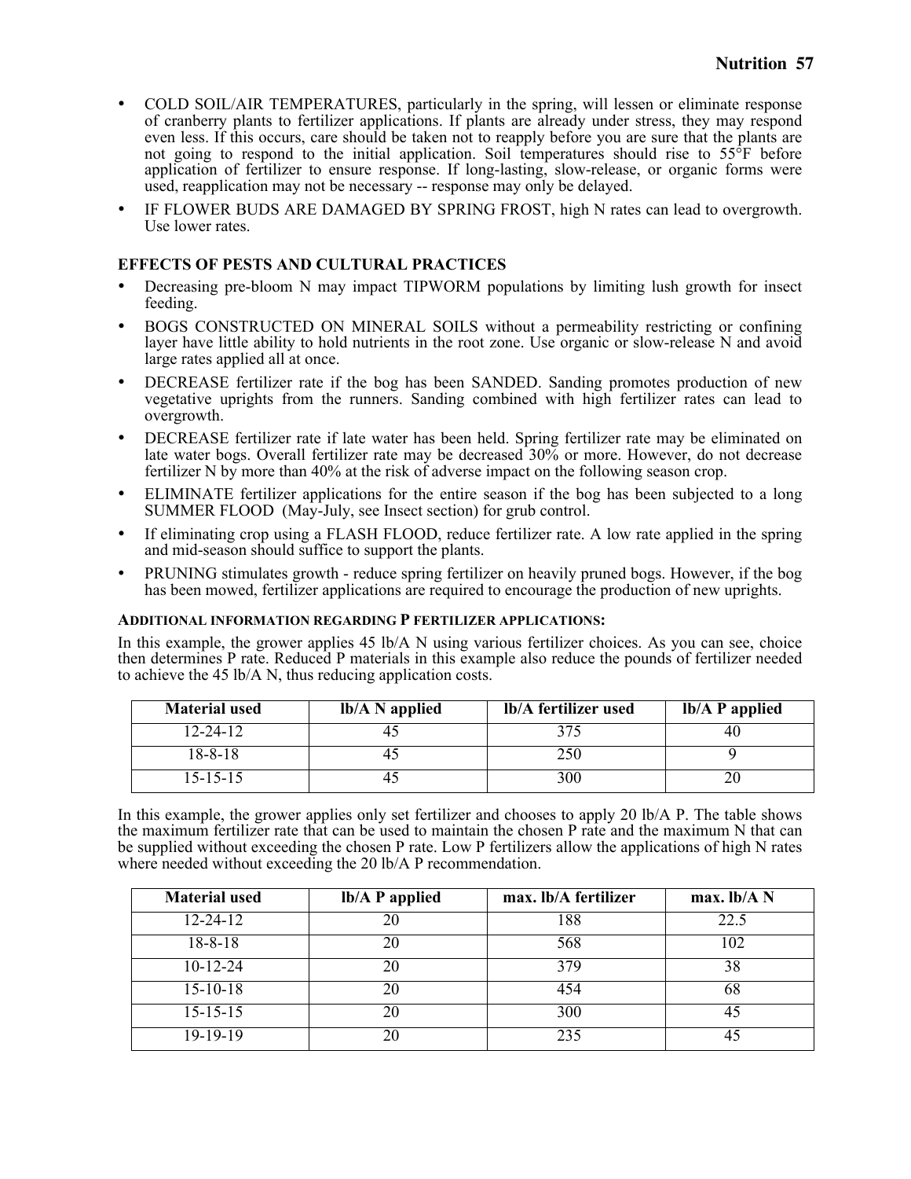- COLD SOIL/AIR TEMPERATURES, particularly in the spring, will lessen or eliminate response of cranberry plants to fertilizer applications. If plants are already under stress, they may respond even less. If this occurs, care should be taken not to reapply before you are sure that the plants are not going to respond to the initial application. Soil temperatures should rise to 55°F before application of fertilizer to ensure response. If long-lasting, slow-release, or organic forms were used, reapplication may not be necessary -- response may only be delayed.
- IF FLOWER BUDS ARE DAMAGED BY SPRING FROST, high N rates can lead to overgrowth. Use lower rates.

### EFFECTS OF PESTS AND CULTURAL PRACTICES

- Decreasing pre-bloom N may impact TIPWORM populations by limiting lush growth for insect feeding.
- BOGS CONSTRUCTED ON MINERAL SOILS without a permeability restricting or confining layer have little ability to hold nutrients in the root zone. Use organic or slow-release N and avoid large rates applied all at once.
- DECREASE fertilizer rate if the bog has been SANDED. Sanding promotes production of new vegetative uprights from the runners. Sanding combined with high fertilizer rates can lead to overgrowth.
- DECREASE fertilizer rate if late water has been held. Spring fertilizer rate may be eliminated on late water bogs. Overall fertilizer rate may be decreased 30% or more. However, do not decrease fertilizer N by more than 40% at the risk of adverse impact on the following season crop.
- ELIMINATE fertilizer applications for the entire season if the bog has been subjected to a long SUMMER FLOOD (May-July, see Insect section) for grub control.
- If eliminating crop using a FLASH FLOOD, reduce fertilizer rate. A low rate applied in the spring and mid-season should suffice to support the plants.
- PRUNING stimulates growth - reduce spring fertilizer on heavily pruned bogs. However, if the bog has been mowed, fertilizer applications are required to encourage the production of new uprights.

#### ADDITIONAL INFORMATION REGARDING P FERTILIZER APPLICATIONS:

In this example, the grower applies 45 lb/A N using various fertilizer choices. As you can see, choice then determines P rate. Reduced P materials in this example also reduce the pounds of fertilizer needed to achieve the 45 lb/A N, thus reducing application costs.

| Material used | lb/A N applied | lb/A fertilizer used | lb/A P applied |
|---|---|---|---|
| 12-24-12 | 45 | 375 | 40 |
| 18-8-18 | 45 | 250 | 9 |
| 15-15-15 | 45 | 300 | 20 |

In this example, the grower applies only set fertilizer and chooses to apply 20 lb/A P. The table shows the maximum fertilizer rate that can be used to maintain the chosen P rate and the maximum N that can be supplied without exceeding the chosen P rate. Low P fertilizers allow the applications of high N rates where needed without exceeding the 20 lb/A P recommendation.

| Material used | lb/A P applied | max. lb/A fertilizer | max. lb/A N |
|---|---|---|---|
| 12-24-12 | 20 | 188 | 22.5 |
| 18-8-18 | 20 | 568 | 102 |
| 10-12-24 | 20 | 379 | 38 |
| 15-10-18 | 20 | 454 | 68 |
| 15-15-15 | 20 | 300 | 45 |
| 19-19-19 | 20 | 235 | 45 |